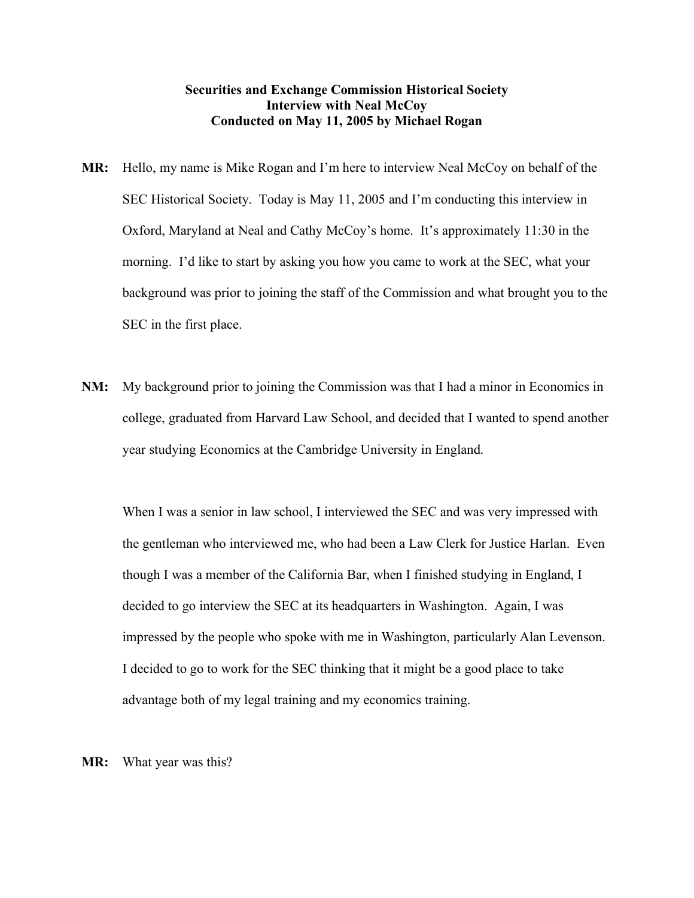**Securities and Exchange Commission Historical Society**
**Interview with Neal McCoy**
**Conducted on May 11, 2005 by Michael Rogan**

**MR:** Hello, my name is Mike Rogan and I'm here to interview Neal McCoy on behalf of the SEC Historical Society. Today is May 11, 2005 and I'm conducting this interview in Oxford, Maryland at Neal and Cathy McCoy's home. It's approximately 11:30 in the morning. I'd like to start by asking you how you came to work at the SEC, what your background was prior to joining the staff of the Commission and what brought you to the SEC in the first place.

**NM:** My background prior to joining the Commission was that I had a minor in Economics in college, graduated from Harvard Law School, and decided that I wanted to spend another year studying Economics at the Cambridge University in England.

When I was a senior in law school, I interviewed the SEC and was very impressed with the gentleman who interviewed me, who had been a Law Clerk for Justice Harlan. Even though I was a member of the California Bar, when I finished studying in England, I decided to go interview the SEC at its headquarters in Washington. Again, I was impressed by the people who spoke with me in Washington, particularly Alan Levenson. I decided to go to work for the SEC thinking that it might be a good place to take advantage both of my legal training and my economics training.

**MR:** What year was this?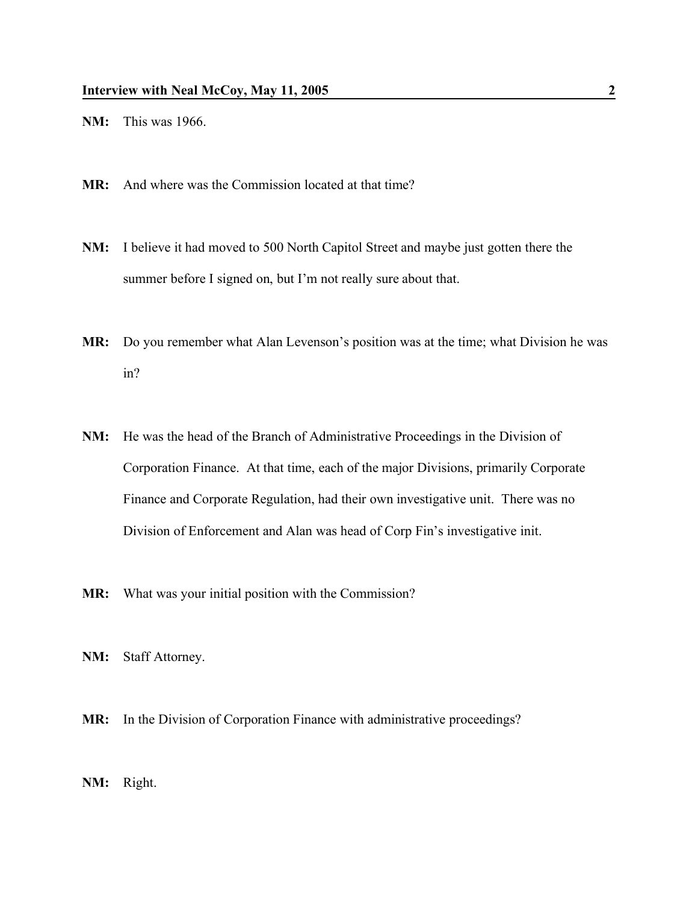**NM:** This was 1966.

**MR:** And where was the Commission located at that time?

**NM:** I believe it had moved to 500 North Capitol Street and maybe just gotten there the summer before I signed on, but I'm not really sure about that.

**MR:** Do you remember what Alan Levenson's position was at the time; what Division he was in?

**NM:** He was the head of the Branch of Administrative Proceedings in the Division of Corporation Finance. At that time, each of the major Divisions, primarily Corporate Finance and Corporate Regulation, had their own investigative unit. There was no Division of Enforcement and Alan was head of Corp Fin's investigative init.

**MR:** What was your initial position with the Commission?

**NM:** Staff Attorney.

**MR:** In the Division of Corporation Finance with administrative proceedings?

**NM:** Right.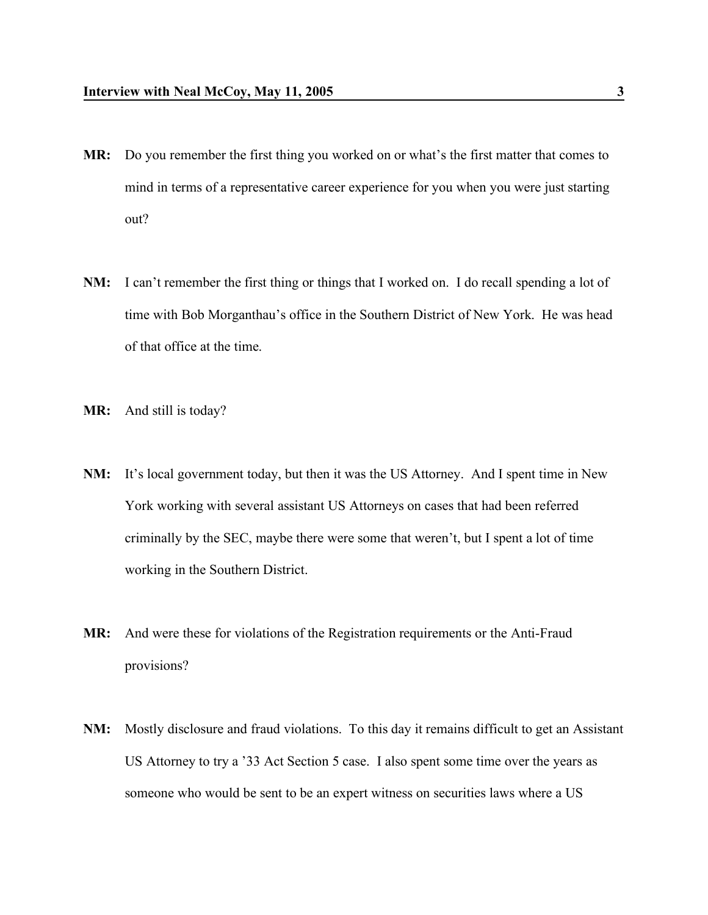**MR:** Do you remember the first thing you worked on or what's the first matter that comes to mind in terms of a representative career experience for you when you were just starting out?

**NM:** I can't remember the first thing or things that I worked on. I do recall spending a lot of time with Bob Morganthau's office in the Southern District of New York. He was head of that office at the time.

**MR:** And still is today?

**NM:** It's local government today, but then it was the US Attorney. And I spent time in New York working with several assistant US Attorneys on cases that had been referred criminally by the SEC, maybe there were some that weren't, but I spent a lot of time working in the Southern District.

**MR:** And were these for violations of the Registration requirements or the Anti-Fraud provisions?

**NM:** Mostly disclosure and fraud violations. To this day it remains difficult to get an Assistant US Attorney to try a '33 Act Section 5 case. I also spent some time over the years as someone who would be sent to be an expert witness on securities laws where a US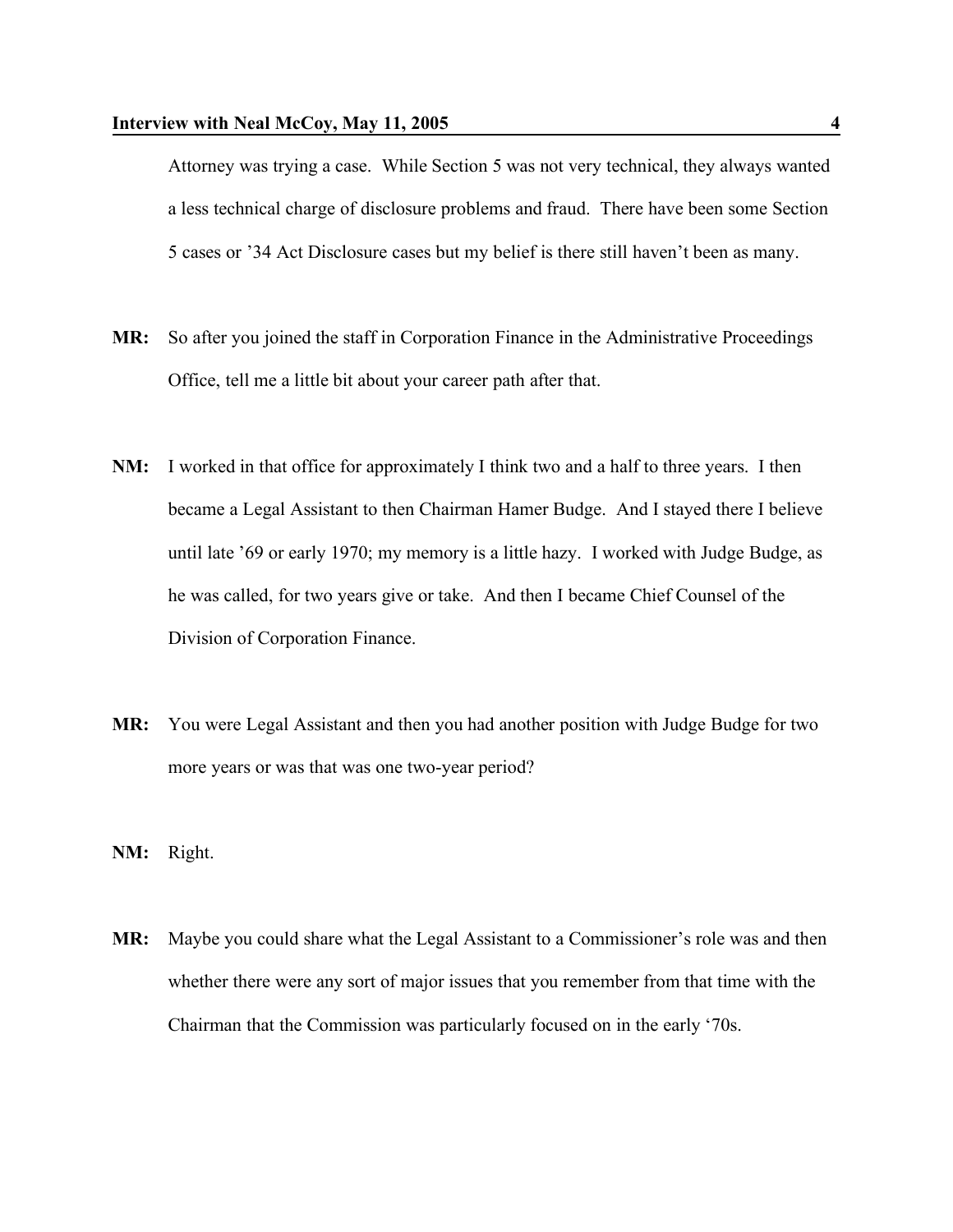Attorney was trying a case. While Section 5 was not very technical, they always wanted a less technical charge of disclosure problems and fraud. There have been some Section 5 cases or '34 Act Disclosure cases but my belief is there still haven't been as many.

**MR:** So after you joined the staff in Corporation Finance in the Administrative Proceedings Office, tell me a little bit about your career path after that.

**NM:** I worked in that office for approximately I think two and a half to three years. I then became a Legal Assistant to then Chairman Hamer Budge. And I stayed there I believe until late '69 or early 1970; my memory is a little hazy. I worked with Judge Budge, as he was called, for two years give or take. And then I became Chief Counsel of the Division of Corporation Finance.

**MR:** You were Legal Assistant and then you had another position with Judge Budge for two more years or was that was one two-year period?

**NM:** Right.

**MR:** Maybe you could share what the Legal Assistant to a Commissioner's role was and then whether there were any sort of major issues that you remember from that time with the Chairman that the Commission was particularly focused on in the early '70s.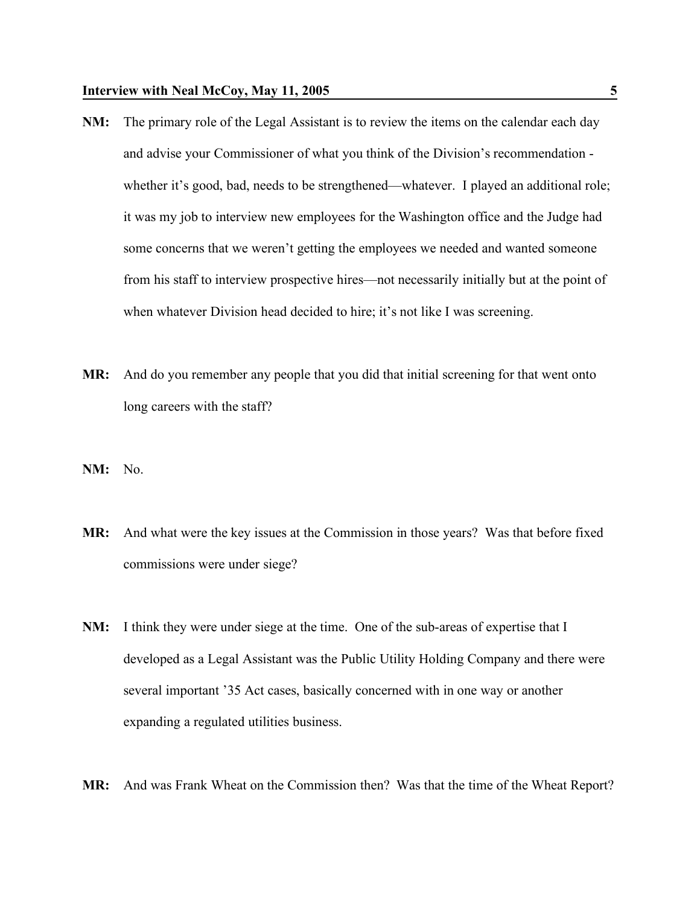**NM:** The primary role of the Legal Assistant is to review the items on the calendar each day and advise your Commissioner of what you think of the Division's recommendation - whether it's good, bad, needs to be strengthened—whatever. I played an additional role; it was my job to interview new employees for the Washington office and the Judge had some concerns that we weren't getting the employees we needed and wanted someone from his staff to interview prospective hires—not necessarily initially but at the point of when whatever Division head decided to hire; it's not like I was screening.

**MR:** And do you remember any people that you did that initial screening for that went onto long careers with the staff?

**NM:** No.

**MR:** And what were the key issues at the Commission in those years? Was that before fixed commissions were under siege?

**NM:** I think they were under siege at the time. One of the sub-areas of expertise that I developed as a Legal Assistant was the Public Utility Holding Company and there were several important '35 Act cases, basically concerned with in one way or another expanding a regulated utilities business.

**MR:** And was Frank Wheat on the Commission then? Was that the time of the Wheat Report?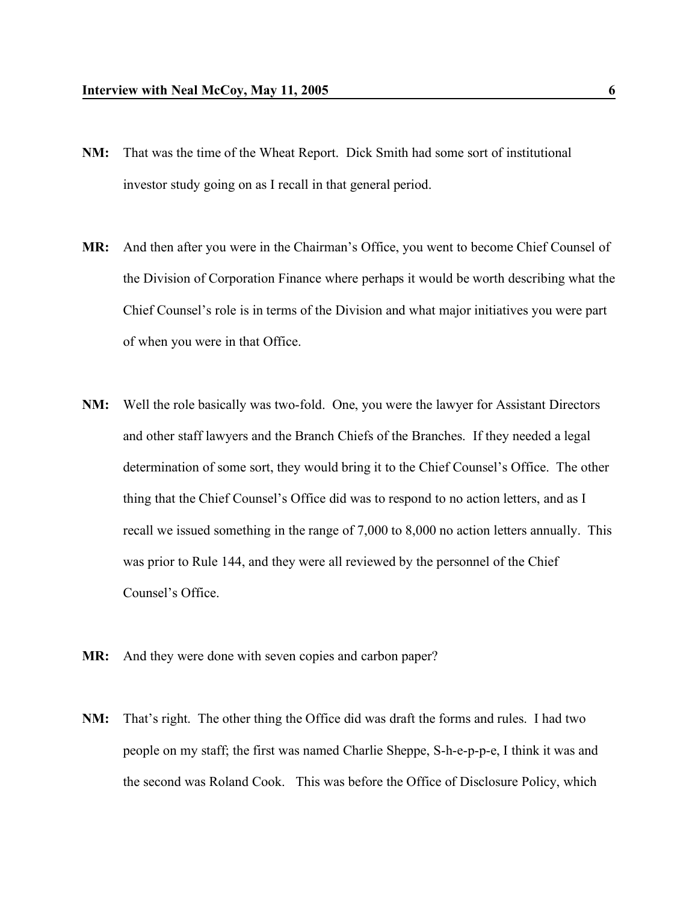**NM:** That was the time of the Wheat Report. Dick Smith had some sort of institutional investor study going on as I recall in that general period.

**MR:** And then after you were in the Chairman's Office, you went to become Chief Counsel of the Division of Corporation Finance where perhaps it would be worth describing what the Chief Counsel's role is in terms of the Division and what major initiatives you were part of when you were in that Office.

**NM:** Well the role basically was two-fold. One, you were the lawyer for Assistant Directors and other staff lawyers and the Branch Chiefs of the Branches. If they needed a legal determination of some sort, they would bring it to the Chief Counsel's Office. The other thing that the Chief Counsel's Office did was to respond to no action letters, and as I recall we issued something in the range of 7,000 to 8,000 no action letters annually. This was prior to Rule 144, and they were all reviewed by the personnel of the Chief Counsel's Office.

**MR:** And they were done with seven copies and carbon paper?

**NM:** That's right. The other thing the Office did was draft the forms and rules. I had two people on my staff; the first was named Charlie Sheppe, S-h-e-p-p-e, I think it was and the second was Roland Cook. This was before the Office of Disclosure Policy, which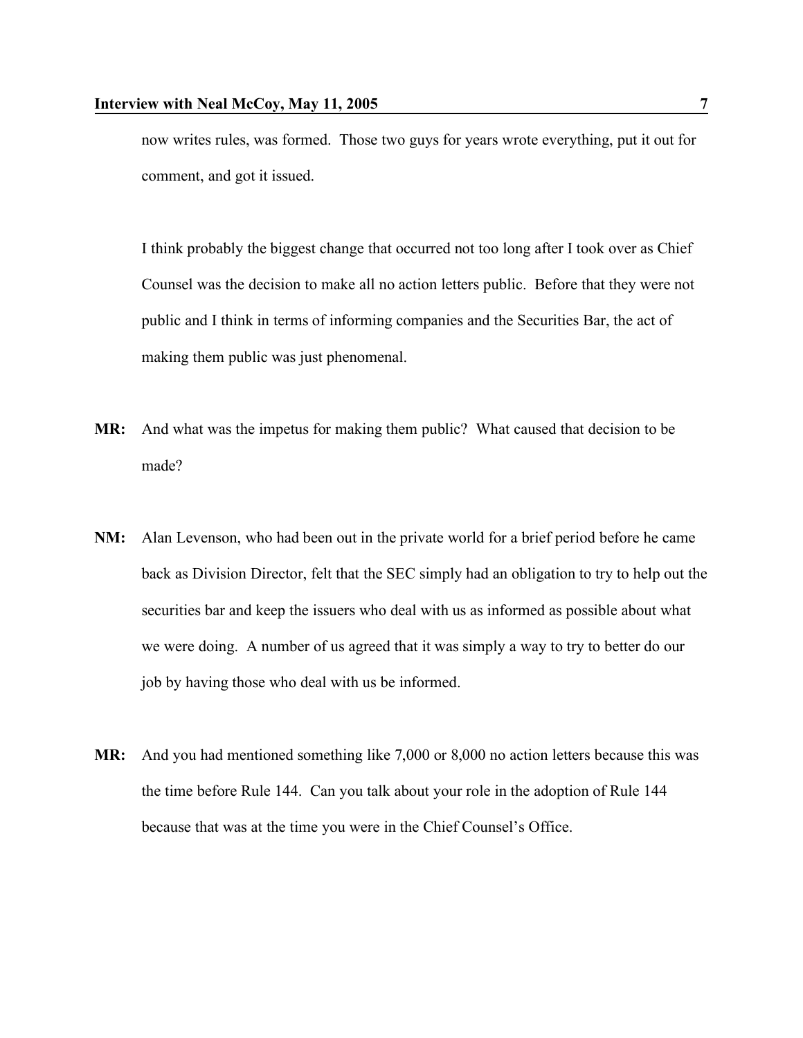now writes rules, was formed. Those two guys for years wrote everything, put it out for comment, and got it issued.

I think probably the biggest change that occurred not too long after I took over as Chief Counsel was the decision to make all no action letters public. Before that they were not public and I think in terms of informing companies and the Securities Bar, the act of making them public was just phenomenal.

**MR:** And what was the impetus for making them public? What caused that decision to be made?

**NM:** Alan Levenson, who had been out in the private world for a brief period before he came back as Division Director, felt that the SEC simply had an obligation to try to help out the securities bar and keep the issuers who deal with us as informed as possible about what we were doing. A number of us agreed that it was simply a way to try to better do our job by having those who deal with us be informed.

**MR:** And you had mentioned something like 7,000 or 8,000 no action letters because this was the time before Rule 144. Can you talk about your role in the adoption of Rule 144 because that was at the time you were in the Chief Counsel's Office.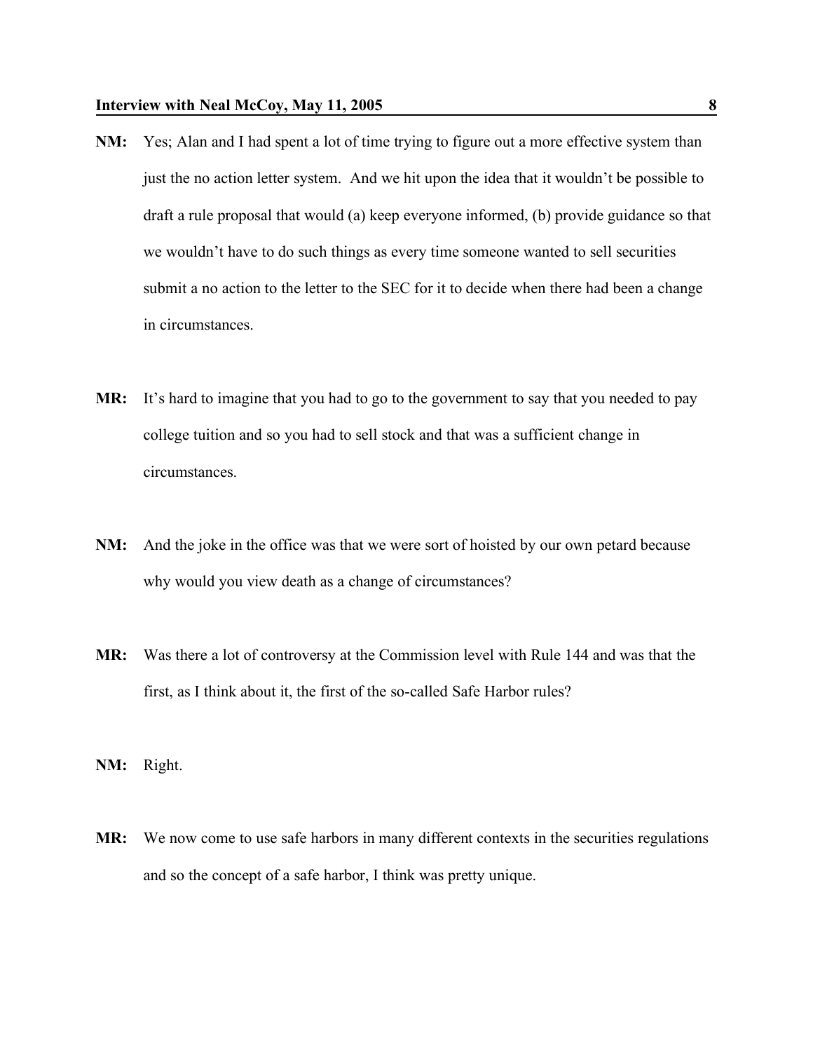**NM:** Yes; Alan and I had spent a lot of time trying to figure out a more effective system than just the no action letter system. And we hit upon the idea that it wouldn't be possible to draft a rule proposal that would (a) keep everyone informed, (b) provide guidance so that we wouldn't have to do such things as every time someone wanted to sell securities submit a no action to the letter to the SEC for it to decide when there had been a change in circumstances.

**MR:** It's hard to imagine that you had to go to the government to say that you needed to pay college tuition and so you had to sell stock and that was a sufficient change in circumstances.

**NM:** And the joke in the office was that we were sort of hoisted by our own petard because why would you view death as a change of circumstances?

**MR:** Was there a lot of controversy at the Commission level with Rule 144 and was that the first, as I think about it, the first of the so-called Safe Harbor rules?

**NM:** Right.

**MR:** We now come to use safe harbors in many different contexts in the securities regulations and so the concept of a safe harbor, I think was pretty unique.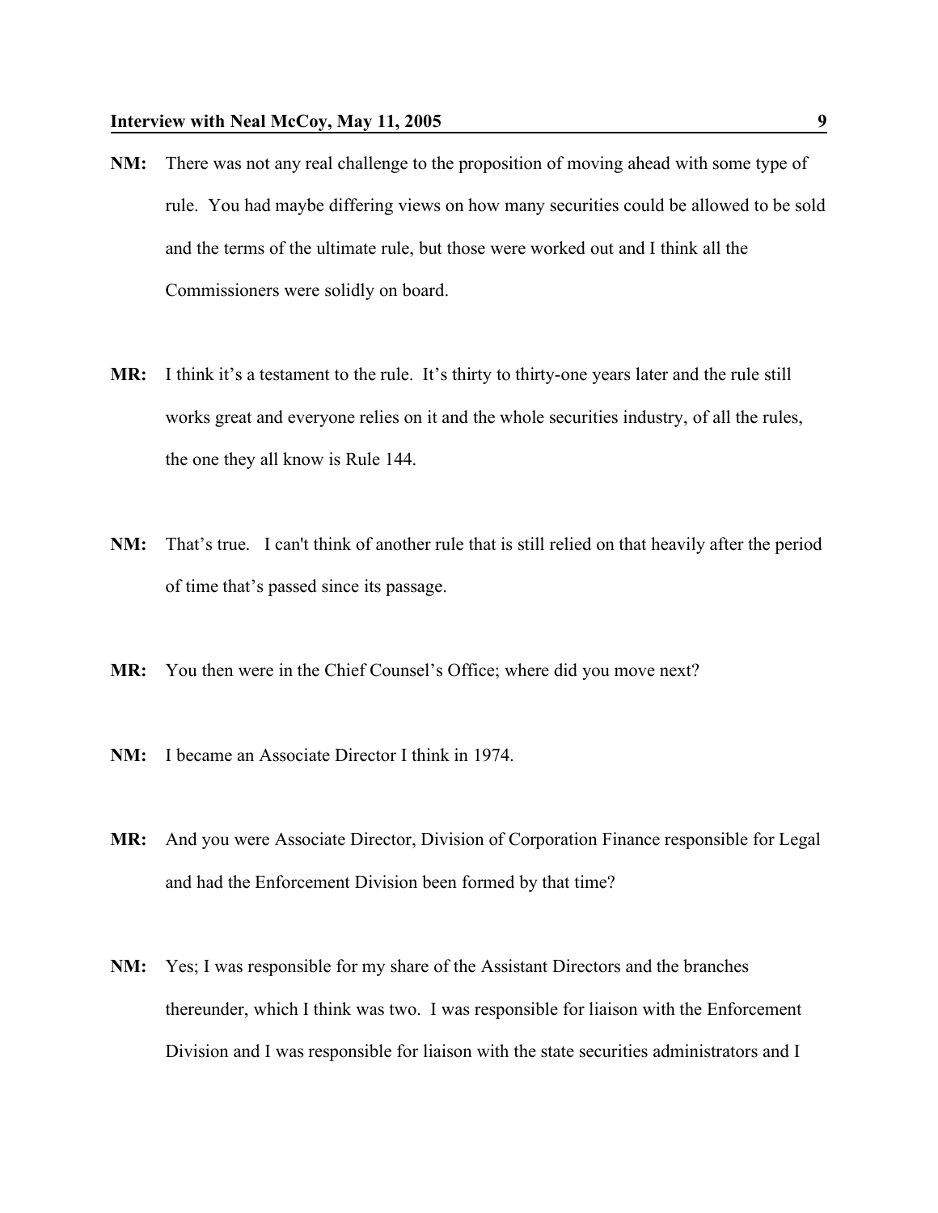**NM:** There was not any real challenge to the proposition of moving ahead with some type of rule. You had maybe differing views on how many securities could be allowed to be sold and the terms of the ultimate rule, but those were worked out and I think all the Commissioners were solidly on board.

**MR:** I think it's a testament to the rule. It's thirty to thirty-one years later and the rule still works great and everyone relies on it and the whole securities industry, of all the rules, the one they all know is Rule 144.

**NM:** That's true. I can't think of another rule that is still relied on that heavily after the period of time that's passed since its passage.

**MR:** You then were in the Chief Counsel's Office; where did you move next?

**NM:** I became an Associate Director I think in 1974.

**MR:** And you were Associate Director, Division of Corporation Finance responsible for Legal and had the Enforcement Division been formed by that time?

**NM:** Yes; I was responsible for my share of the Assistant Directors and the branches thereunder, which I think was two. I was responsible for liaison with the Enforcement Division and I was responsible for liaison with the state securities administrators and I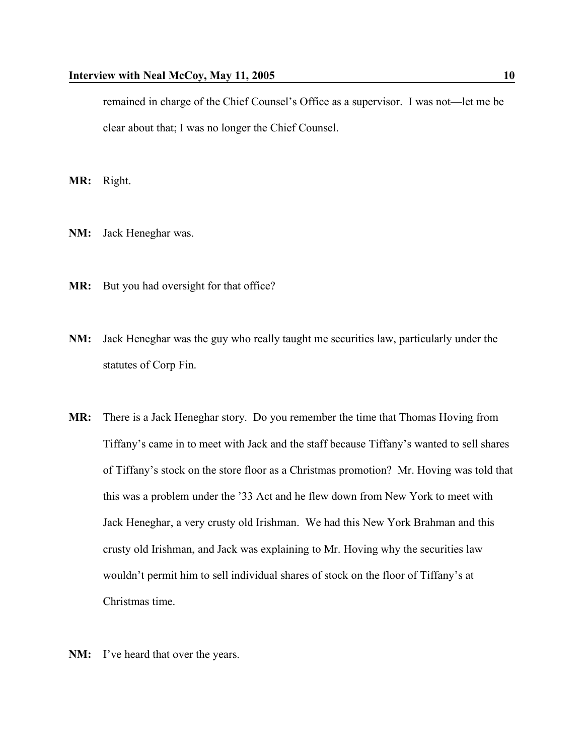remained in charge of the Chief Counsel's Office as a supervisor. I was not—let me be clear about that; I was no longer the Chief Counsel.

**MR:** Right.

**NM:** Jack Heneghar was.

**MR:** But you had oversight for that office?

**NM:** Jack Heneghar was the guy who really taught me securities law, particularly under the statutes of Corp Fin.

**MR:** There is a Jack Heneghar story. Do you remember the time that Thomas Hoving from Tiffany's came in to meet with Jack and the staff because Tiffany's wanted to sell shares of Tiffany's stock on the store floor as a Christmas promotion? Mr. Hoving was told that this was a problem under the '33 Act and he flew down from New York to meet with Jack Heneghar, a very crusty old Irishman. We had this New York Brahman and this crusty old Irishman, and Jack was explaining to Mr. Hoving why the securities law wouldn't permit him to sell individual shares of stock on the floor of Tiffany's at Christmas time.

**NM:** I've heard that over the years.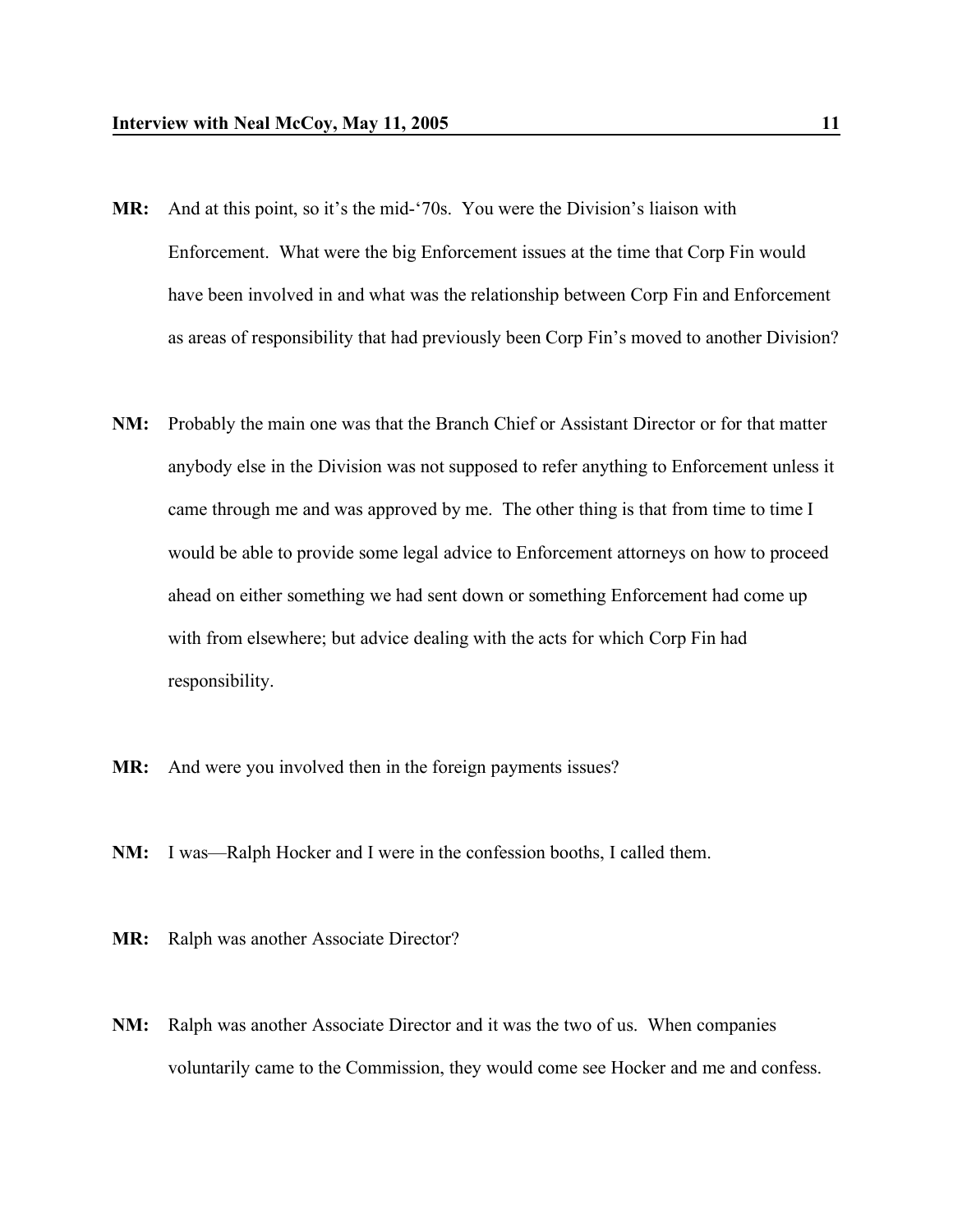**MR:** And at this point, so it's the mid-'70s. You were the Division's liaison with Enforcement. What were the big Enforcement issues at the time that Corp Fin would have been involved in and what was the relationship between Corp Fin and Enforcement as areas of responsibility that had previously been Corp Fin's moved to another Division?

**NM:** Probably the main one was that the Branch Chief or Assistant Director or for that matter anybody else in the Division was not supposed to refer anything to Enforcement unless it came through me and was approved by me. The other thing is that from time to time I would be able to provide some legal advice to Enforcement attorneys on how to proceed ahead on either something we had sent down or something Enforcement had come up with from elsewhere; but advice dealing with the acts for which Corp Fin had responsibility.

**MR:** And were you involved then in the foreign payments issues?

**NM:** I was—Ralph Hocker and I were in the confession booths, I called them.

**MR:** Ralph was another Associate Director?

**NM:** Ralph was another Associate Director and it was the two of us. When companies voluntarily came to the Commission, they would come see Hocker and me and confess.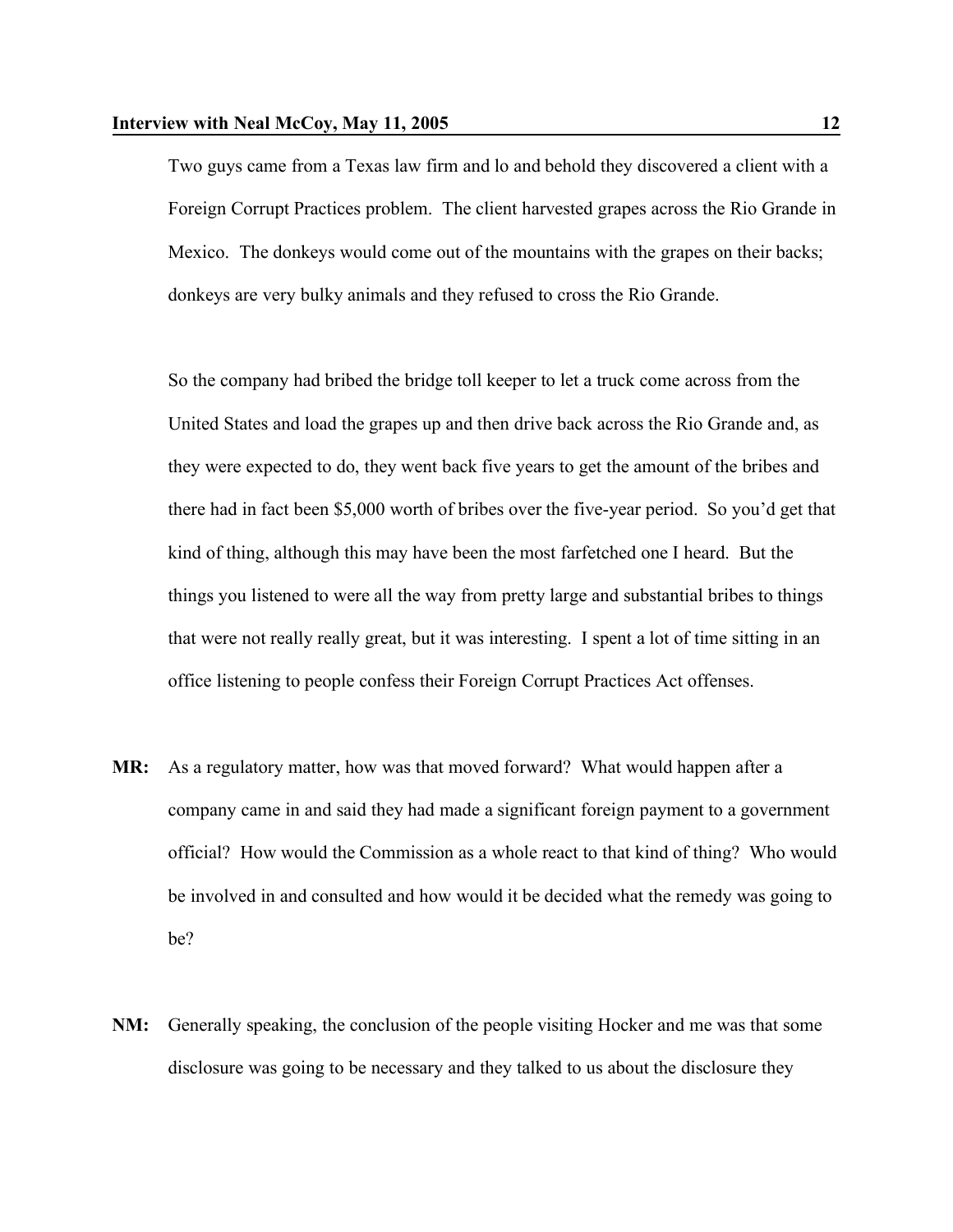Two guys came from a Texas law firm and lo and behold they discovered a client with a Foreign Corrupt Practices problem. The client harvested grapes across the Rio Grande in Mexico. The donkeys would come out of the mountains with the grapes on their backs; donkeys are very bulky animals and they refused to cross the Rio Grande.

So the company had bribed the bridge toll keeper to let a truck come across from the United States and load the grapes up and then drive back across the Rio Grande and, as they were expected to do, they went back five years to get the amount of the bribes and there had in fact been $5,000 worth of bribes over the five-year period. So you'd get that kind of thing, although this may have been the most farfetched one I heard. But the things you listened to were all the way from pretty large and substantial bribes to things that were not really really great, but it was interesting. I spent a lot of time sitting in an office listening to people confess their Foreign Corrupt Practices Act offenses.

**MR:** As a regulatory matter, how was that moved forward? What would happen after a company came in and said they had made a significant foreign payment to a government official? How would the Commission as a whole react to that kind of thing? Who would be involved in and consulted and how would it be decided what the remedy was going to be?

**NM:** Generally speaking, the conclusion of the people visiting Hocker and me was that some disclosure was going to be necessary and they talked to us about the disclosure they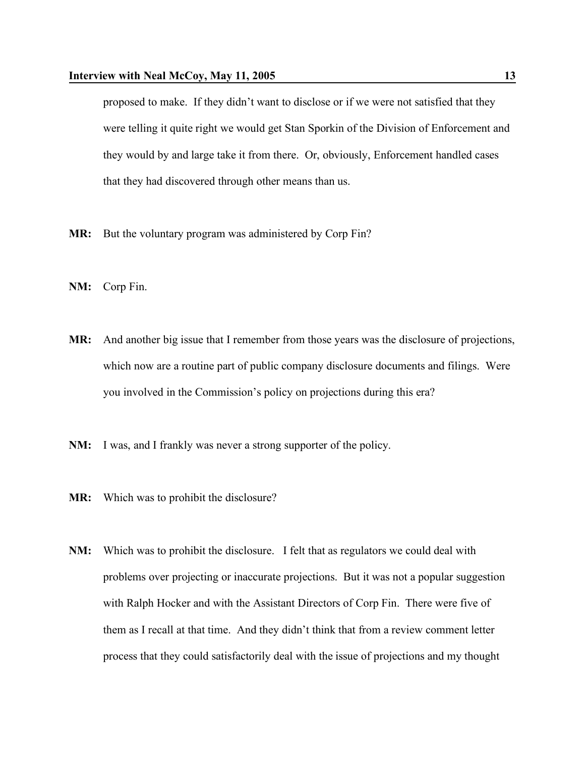proposed to make. If they didn't want to disclose or if we were not satisfied that they were telling it quite right we would get Stan Sporkin of the Division of Enforcement and they would by and large take it from there. Or, obviously, Enforcement handled cases that they had discovered through other means than us.

**MR:** But the voluntary program was administered by Corp Fin?

**NM:** Corp Fin.

**MR:** And another big issue that I remember from those years was the disclosure of projections, which now are a routine part of public company disclosure documents and filings. Were you involved in the Commission's policy on projections during this era?

**NM:** I was, and I frankly was never a strong supporter of the policy.

**MR:** Which was to prohibit the disclosure?

**NM:** Which was to prohibit the disclosure. I felt that as regulators we could deal with problems over projecting or inaccurate projections. But it was not a popular suggestion with Ralph Hocker and with the Assistant Directors of Corp Fin. There were five of them as I recall at that time. And they didn't think that from a review comment letter process that they could satisfactorily deal with the issue of projections and my thought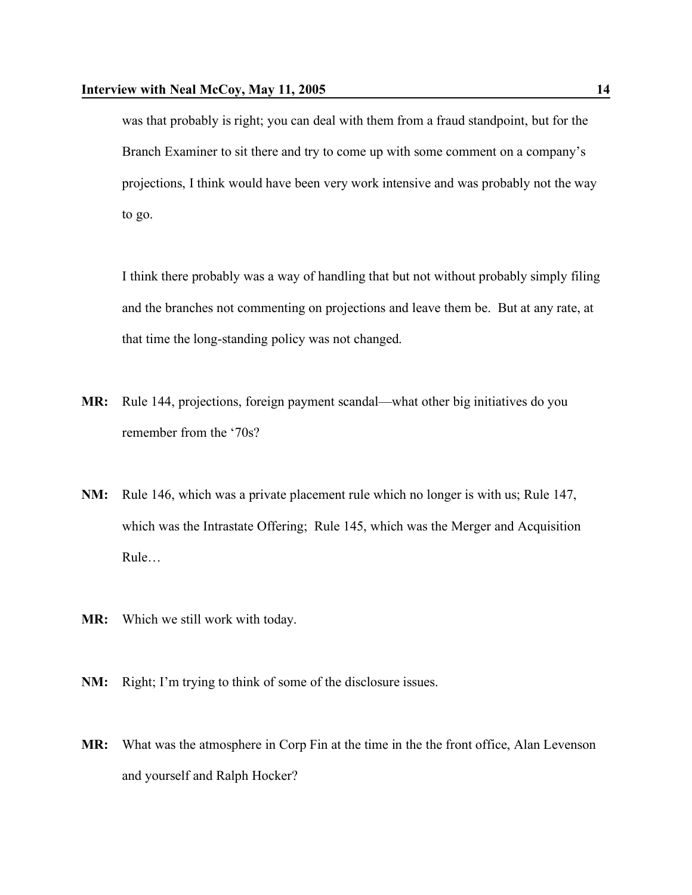was that probably is right; you can deal with them from a fraud standpoint, but for the Branch Examiner to sit there and try to come up with some comment on a company's projections, I think would have been very work intensive and was probably not the way to go.

I think there probably was a way of handling that but not without probably simply filing and the branches not commenting on projections and leave them be. But at any rate, at that time the long-standing policy was not changed.

**MR:** Rule 144, projections, foreign payment scandal—what other big initiatives do you remember from the '70s?

**NM:** Rule 146, which was a private placement rule which no longer is with us; Rule 147, which was the Intrastate Offering; Rule 145, which was the Merger and Acquisition Rule…

**MR:** Which we still work with today.

**NM:** Right; I'm trying to think of some of the disclosure issues.

**MR:** What was the atmosphere in Corp Fin at the time in the the front office, Alan Levenson and yourself and Ralph Hocker?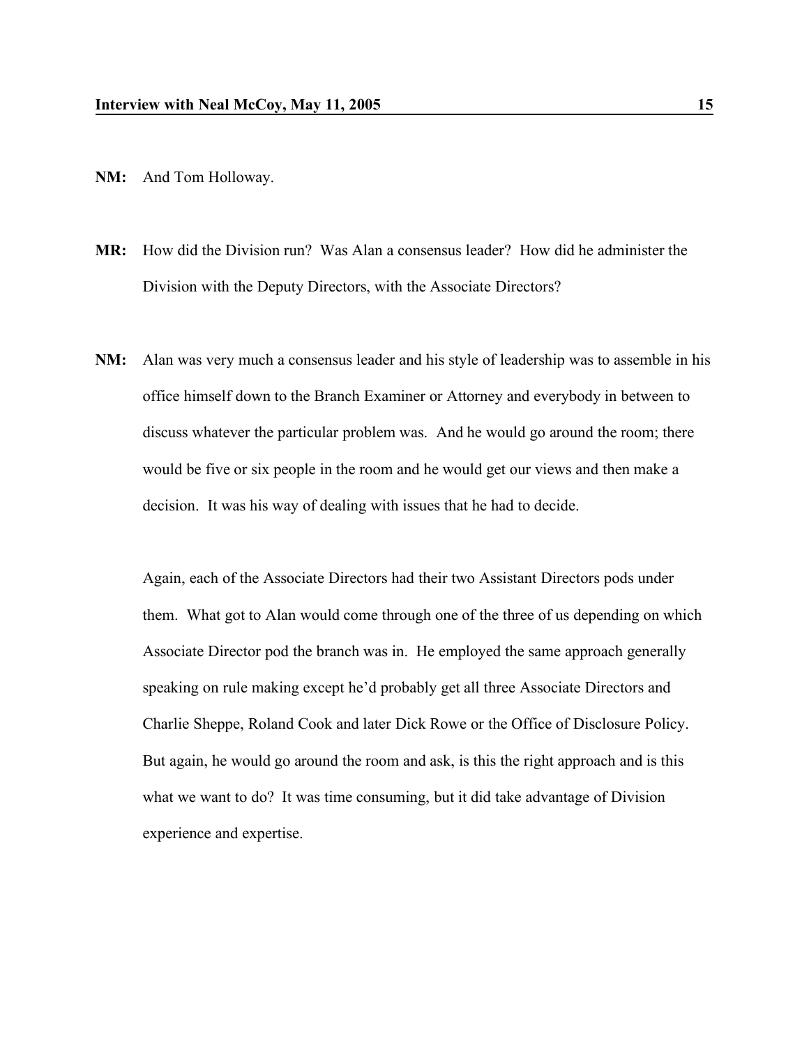**NM:** And Tom Holloway.

**MR:** How did the Division run? Was Alan a consensus leader? How did he administer the Division with the Deputy Directors, with the Associate Directors?

**NM:** Alan was very much a consensus leader and his style of leadership was to assemble in his office himself down to the Branch Examiner or Attorney and everybody in between to discuss whatever the particular problem was. And he would go around the room; there would be five or six people in the room and he would get our views and then make a decision. It was his way of dealing with issues that he had to decide.

Again, each of the Associate Directors had their two Assistant Directors pods under them. What got to Alan would come through one of the three of us depending on which Associate Director pod the branch was in. He employed the same approach generally speaking on rule making except he'd probably get all three Associate Directors and Charlie Sheppe, Roland Cook and later Dick Rowe or the Office of Disclosure Policy. But again, he would go around the room and ask, is this the right approach and is this what we want to do? It was time consuming, but it did take advantage of Division experience and expertise.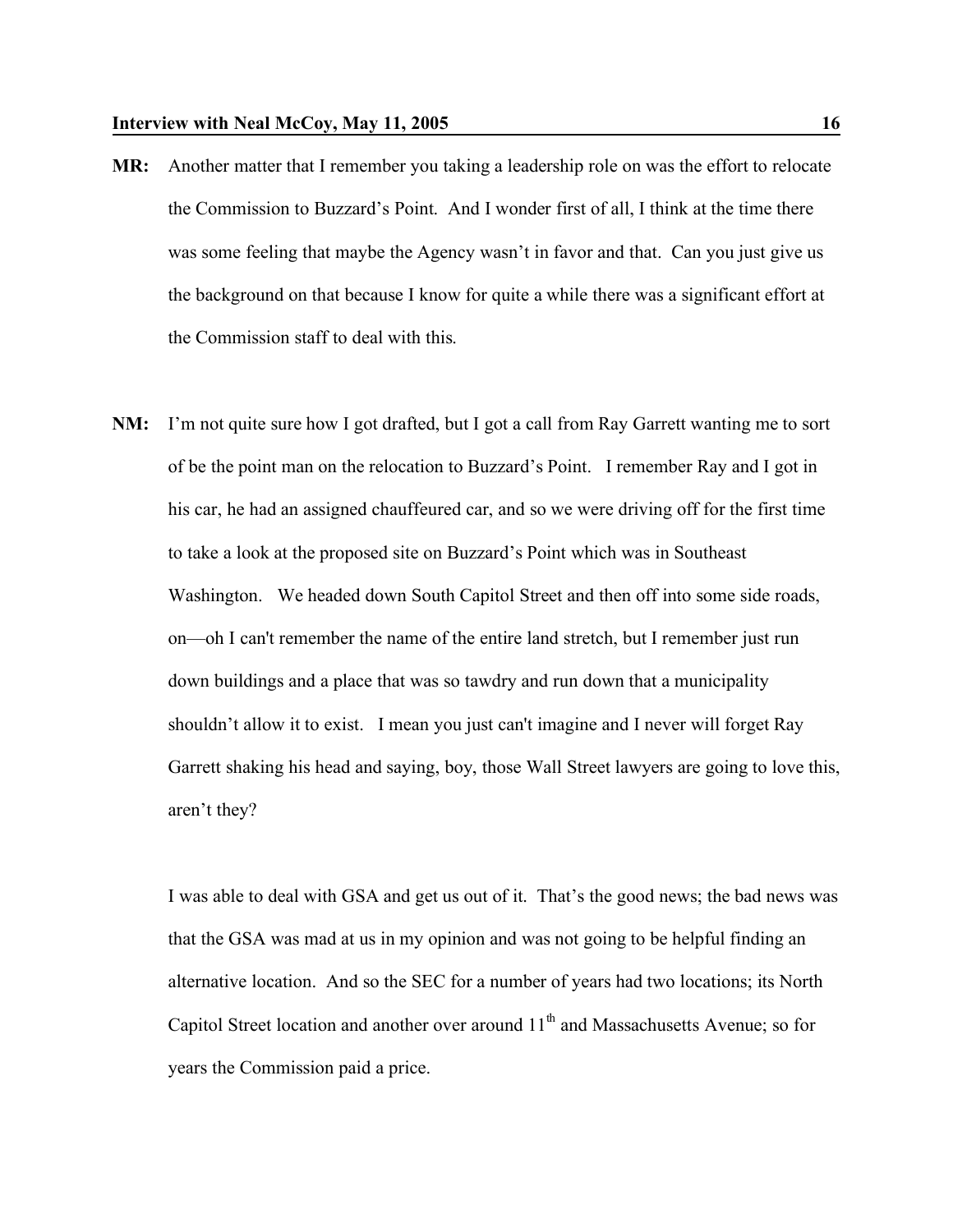**MR:** Another matter that I remember you taking a leadership role on was the effort to relocate the Commission to Buzzard's Point. And I wonder first of all, I think at the time there was some feeling that maybe the Agency wasn't in favor and that. Can you just give us the background on that because I know for quite a while there was a significant effort at the Commission staff to deal with this.

**NM:** I'm not quite sure how I got drafted, but I got a call from Ray Garrett wanting me to sort of be the point man on the relocation to Buzzard's Point. I remember Ray and I got in his car, he had an assigned chauffeured car, and so we were driving off for the first time to take a look at the proposed site on Buzzard's Point which was in Southeast Washington. We headed down South Capitol Street and then off into some side roads, on—oh I can't remember the name of the entire land stretch, but I remember just run down buildings and a place that was so tawdry and run down that a municipality shouldn't allow it to exist. I mean you just can't imagine and I never will forget Ray Garrett shaking his head and saying, boy, those Wall Street lawyers are going to love this, aren't they?

I was able to deal with GSA and get us out of it. That's the good news; the bad news was that the GSA was mad at us in my opinion and was not going to be helpful finding an alternative location. And so the SEC for a number of years had two locations; its North Capitol Street location and another over around 11th and Massachusetts Avenue; so for years the Commission paid a price.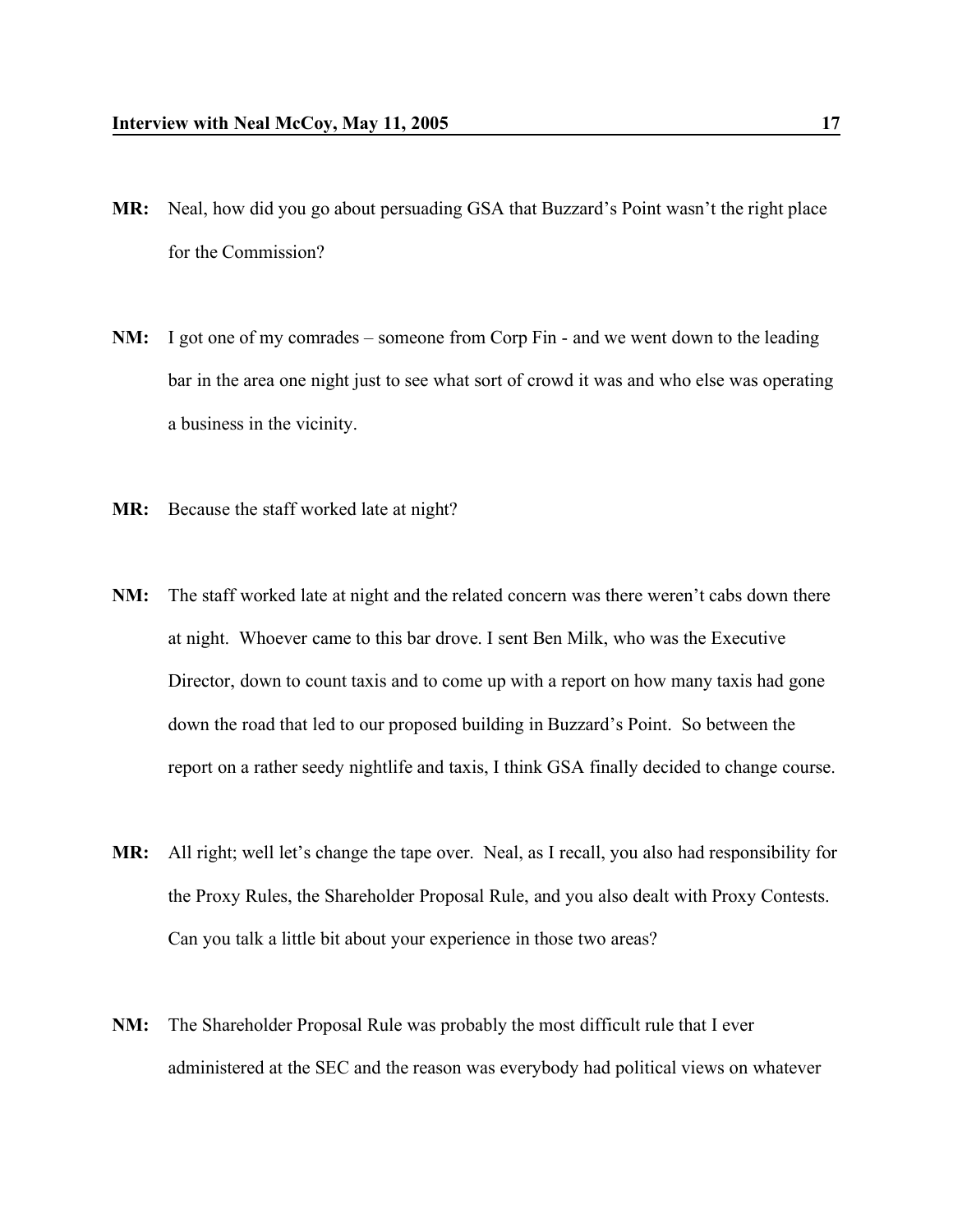**MR:** Neal, how did you go about persuading GSA that Buzzard's Point wasn't the right place for the Commission?

**NM:** I got one of my comrades – someone from Corp Fin - and we went down to the leading bar in the area one night just to see what sort of crowd it was and who else was operating a business in the vicinity.

**MR:** Because the staff worked late at night?

**NM:** The staff worked late at night and the related concern was there weren't cabs down there at night. Whoever came to this bar drove. I sent Ben Milk, who was the Executive Director, down to count taxis and to come up with a report on how many taxis had gone down the road that led to our proposed building in Buzzard's Point. So between the report on a rather seedy nightlife and taxis, I think GSA finally decided to change course.

**MR:** All right; well let's change the tape over. Neal, as I recall, you also had responsibility for the Proxy Rules, the Shareholder Proposal Rule, and you also dealt with Proxy Contests. Can you talk a little bit about your experience in those two areas?

**NM:** The Shareholder Proposal Rule was probably the most difficult rule that I ever administered at the SEC and the reason was everybody had political views on whatever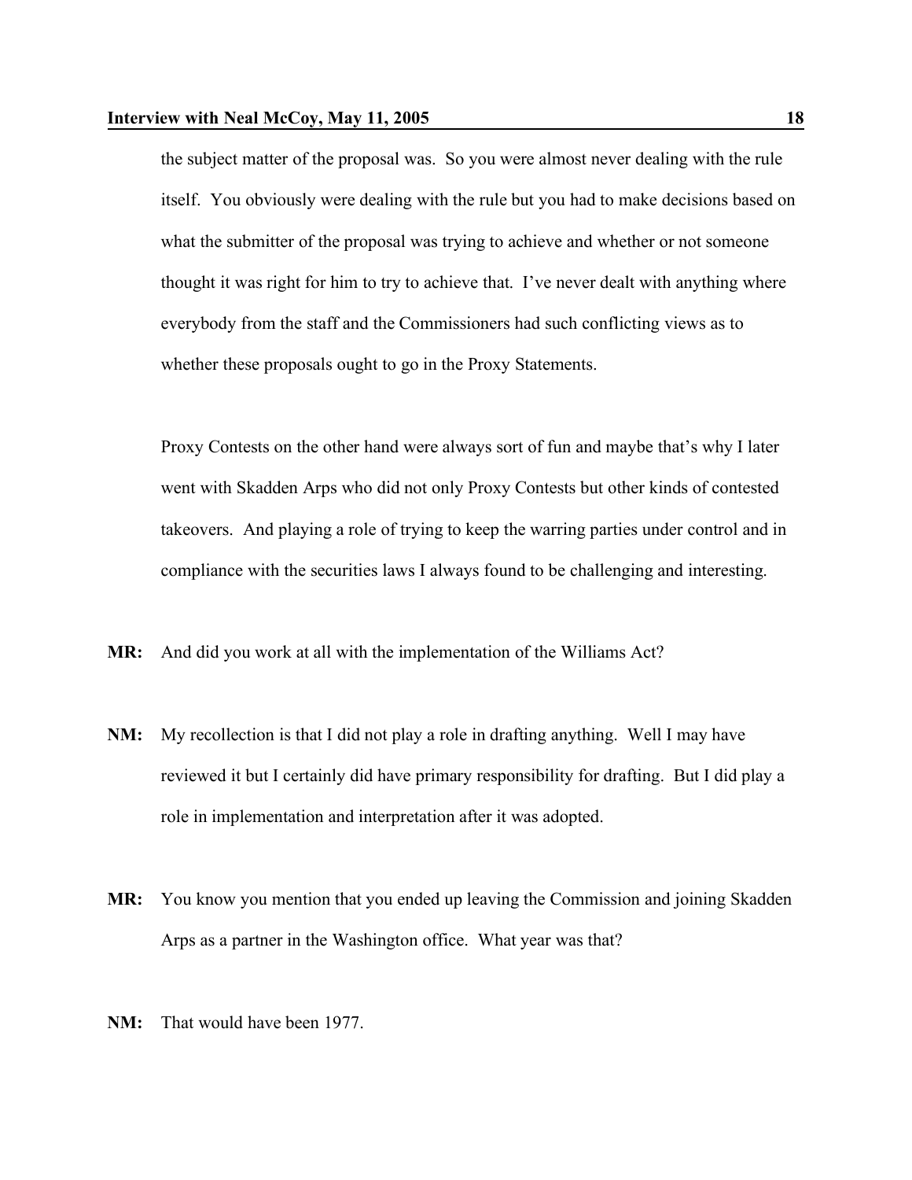the subject matter of the proposal was. So you were almost never dealing with the rule itself. You obviously were dealing with the rule but you had to make decisions based on what the submitter of the proposal was trying to achieve and whether or not someone thought it was right for him to try to achieve that. I've never dealt with anything where everybody from the staff and the Commissioners had such conflicting views as to whether these proposals ought to go in the Proxy Statements.

Proxy Contests on the other hand were always sort of fun and maybe that's why I later went with Skadden Arps who did not only Proxy Contests but other kinds of contested takeovers. And playing a role of trying to keep the warring parties under control and in compliance with the securities laws I always found to be challenging and interesting.

**MR:** And did you work at all with the implementation of the Williams Act?

**NM:** My recollection is that I did not play a role in drafting anything. Well I may have reviewed it but I certainly did have primary responsibility for drafting. But I did play a role in implementation and interpretation after it was adopted.

**MR:** You know you mention that you ended up leaving the Commission and joining Skadden Arps as a partner in the Washington office. What year was that?

**NM:** That would have been 1977.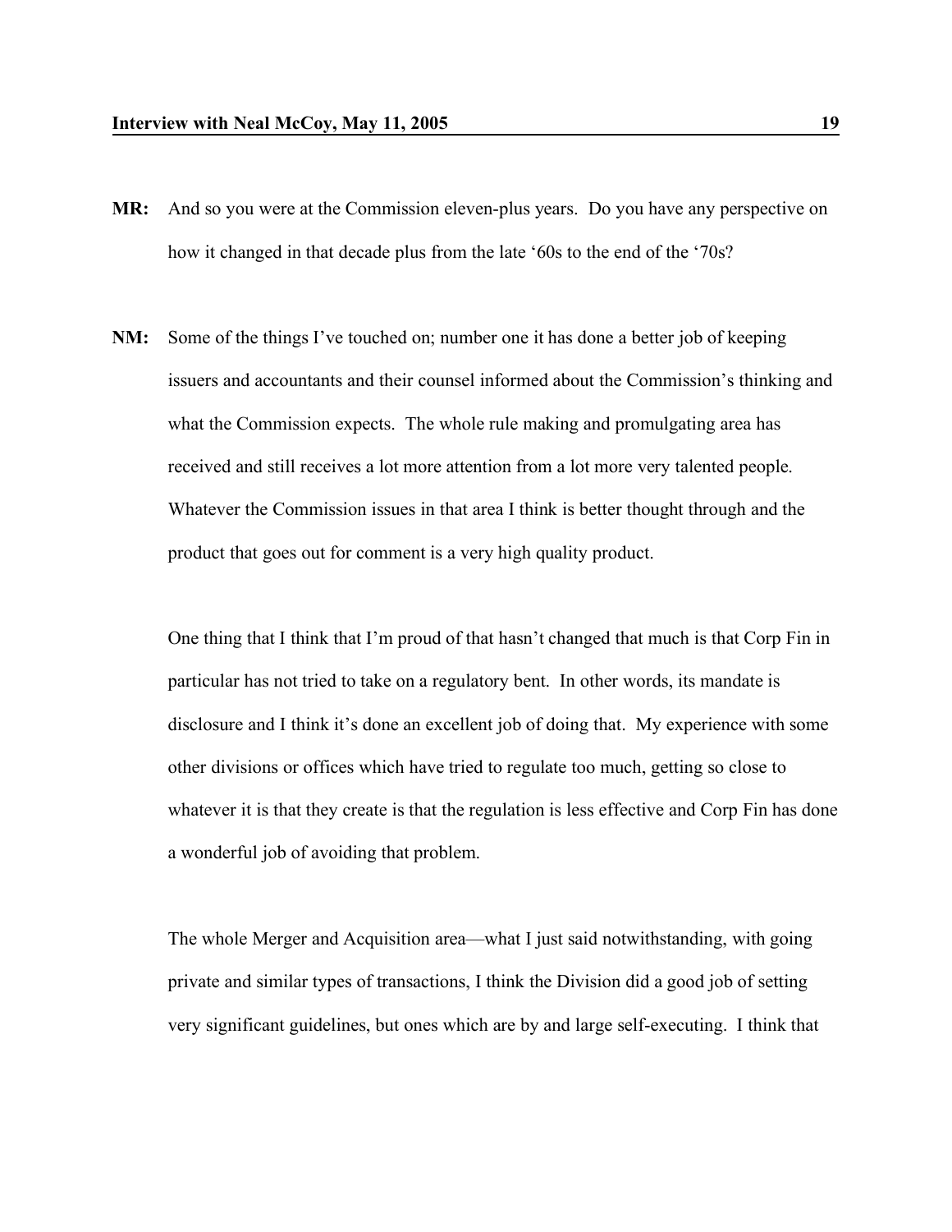**MR:** And so you were at the Commission eleven-plus years. Do you have any perspective on how it changed in that decade plus from the late '60s to the end of the '70s?

**NM:** Some of the things I've touched on; number one it has done a better job of keeping issuers and accountants and their counsel informed about the Commission's thinking and what the Commission expects. The whole rule making and promulgating area has received and still receives a lot more attention from a lot more very talented people. Whatever the Commission issues in that area I think is better thought through and the product that goes out for comment is a very high quality product.

One thing that I think that I'm proud of that hasn't changed that much is that Corp Fin in particular has not tried to take on a regulatory bent. In other words, its mandate is disclosure and I think it's done an excellent job of doing that. My experience with some other divisions or offices which have tried to regulate too much, getting so close to whatever it is that they create is that the regulation is less effective and Corp Fin has done a wonderful job of avoiding that problem.

The whole Merger and Acquisition area—what I just said notwithstanding, with going private and similar types of transactions, I think the Division did a good job of setting very significant guidelines, but ones which are by and large self-executing. I think that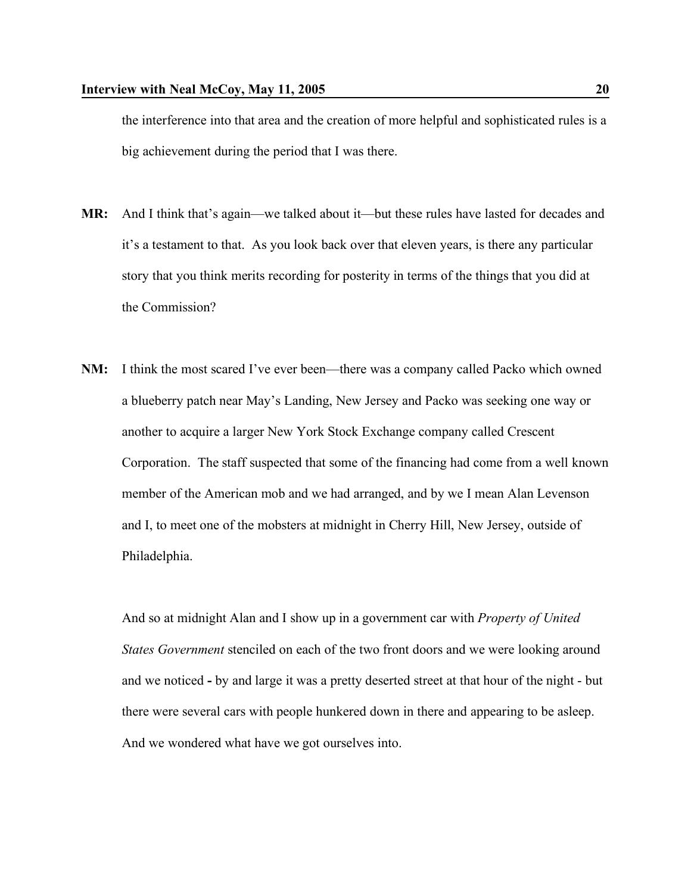the interference into that area and the creation of more helpful and sophisticated rules is a big achievement during the period that I was there.

**MR:** And I think that's again—we talked about it—but these rules have lasted for decades and it's a testament to that. As you look back over that eleven years, is there any particular story that you think merits recording for posterity in terms of the things that you did at the Commission?

**NM:** I think the most scared I've ever been—there was a company called Packo which owned a blueberry patch near May's Landing, New Jersey and Packo was seeking one way or another to acquire a larger New York Stock Exchange company called Crescent Corporation. The staff suspected that some of the financing had come from a well known member of the American mob and we had arranged, and by we I mean Alan Levenson and I, to meet one of the mobsters at midnight in Cherry Hill, New Jersey, outside of Philadelphia.

And so at midnight Alan and I show up in a government car with *Property of United States Government* stenciled on each of the two front doors and we were looking around and we noticed - by and large it was a pretty deserted street at that hour of the night - but there were several cars with people hunkered down in there and appearing to be asleep. And we wondered what have we got ourselves into.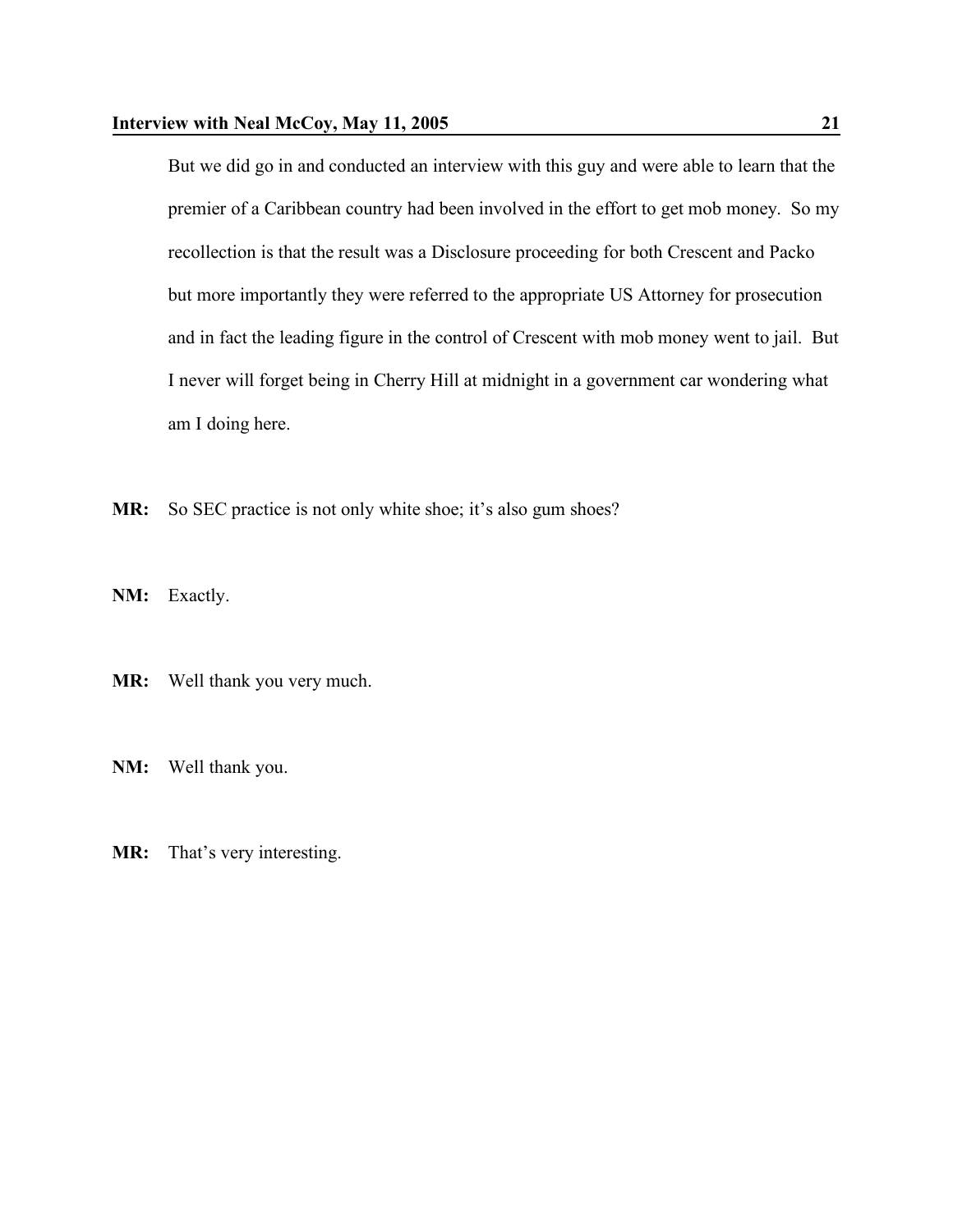But we did go in and conducted an interview with this guy and were able to learn that the premier of a Caribbean country had been involved in the effort to get mob money. So my recollection is that the result was a Disclosure proceeding for both Crescent and Packo but more importantly they were referred to the appropriate US Attorney for prosecution and in fact the leading figure in the control of Crescent with mob money went to jail. But I never will forget being in Cherry Hill at midnight in a government car wondering what am I doing here.

**MR:** So SEC practice is not only white shoe; it's also gum shoes?

**NM:** Exactly.

**MR:** Well thank you very much.

**NM:** Well thank you.

**MR:** That's very interesting.